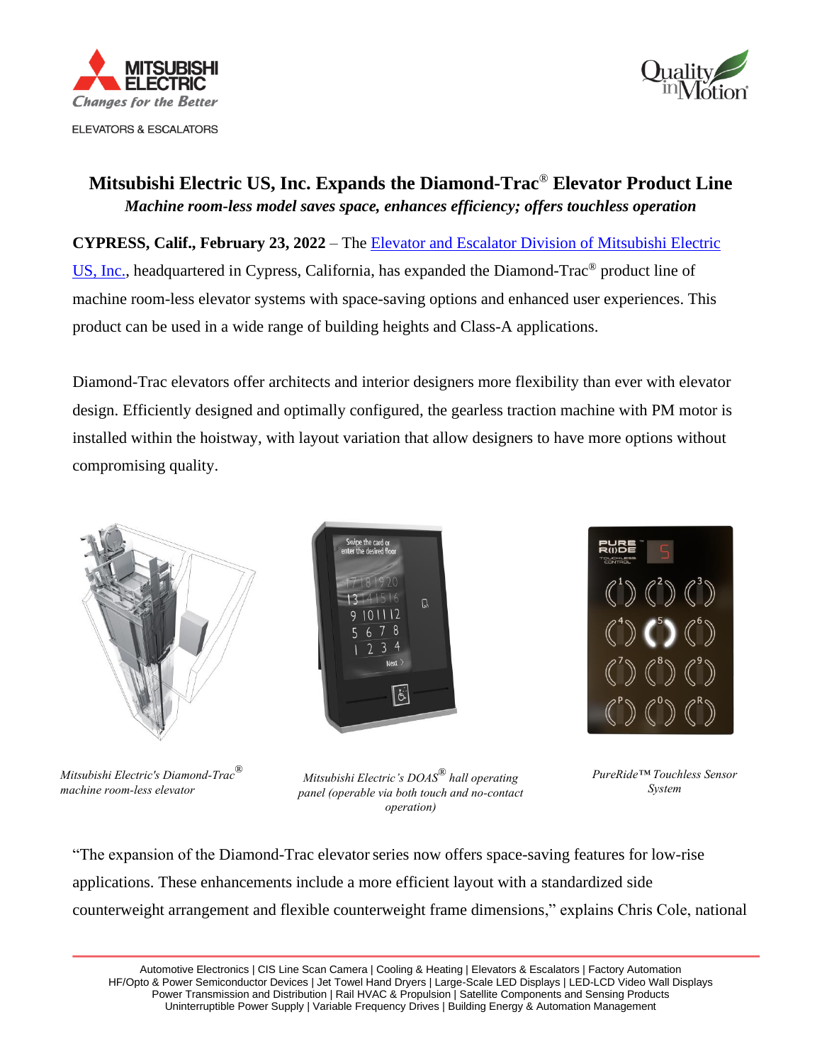# Mitsubishi Electric US, Inc. Expands the Diamond-Trac® Elevator Product Line

*Machine room-less model saves space, enhances efficiency; offers touchless operation*

**CYPRESS, Calif., February 23, 2022** – The [Elevator and Escalator Division of Mitsubishi Electric US, Inc.](#), headquartered in Cypress, California, has expanded the Diamond-Trac® product line of machine room-less elevator systems with space-saving options and enhanced user experiences. This product can be used in a wide range of building heights and Class-A applications.

Diamond-Trac elevators offer architects and interior designers more flexibility than ever with elevator design. Efficiently designed and optimally configured, the gearless traction machine with PM motor is installed within the hoistway, with layout variation that allow designers to have more options without compromising quality.

*Mitsubishi Electric's Diamond-Trac® machine room-less elevator*

*Mitsubishi Electric's DOAS® hall operating panel (operable via both touch and no-contact operation)*

*PureRide™ Touchless Sensor System*

"The expansion of the Diamond-Trac elevator series now offers space-saving features for low-rise applications. These enhancements include a more efficient layout with a standardized side counterweight arrangement and flexible counterweight frame dimensions," explains Chris Cole, national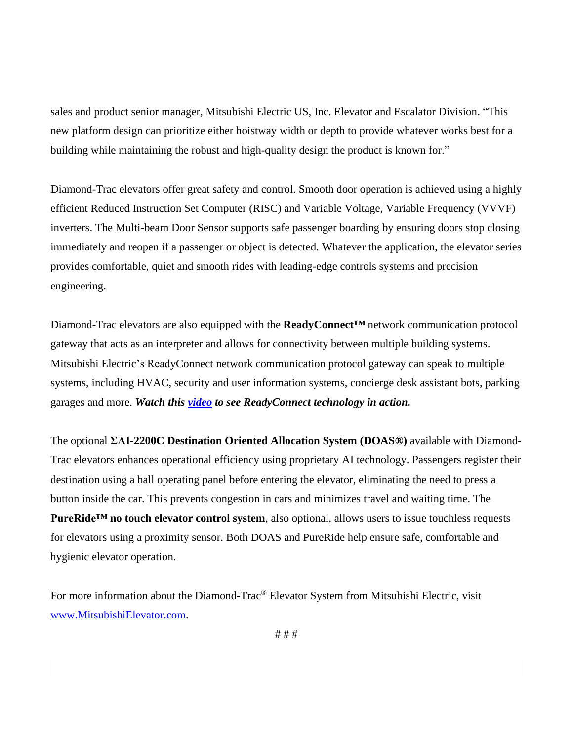sales and product senior manager, Mitsubishi Electric US, Inc. Elevator and Escalator Division. "This new platform design can prioritize either hoistway width or depth to provide whatever works best for a building while maintaining the robust and high-quality design the product is known for."

Diamond-Trac elevators offer great safety and control. Smooth door operation is achieved using a highly efficient Reduced Instruction Set Computer (RISC) and Variable Voltage, Variable Frequency (VVVF) inverters. The Multi-beam Door Sensor supports safe passenger boarding by ensuring doors stop closing immediately and reopen if a passenger or object is detected. Whatever the application, the elevator series provides comfortable, quiet and smooth rides with leading-edge controls systems and precision engineering.

Diamond-Trac elevators are also equipped with the **ReadyConnect™** network communication protocol gateway that acts as an interpreter and allows for connectivity between multiple building systems. Mitsubishi Electric's ReadyConnect network communication protocol gateway can speak to multiple systems, including HVAC, security and user information systems, concierge desk assistant bots, parking garages and more. ***Watch this video to see ReadyConnect technology in action.***

The optional **ΣAI-2200C Destination Oriented Allocation System (DOAS®)** available with Diamond-Trac elevators enhances operational efficiency using proprietary AI technology. Passengers register their destination using a hall operating panel before entering the elevator, eliminating the need to press a button inside the car. This prevents congestion in cars and minimizes travel and waiting time. The **PureRide™ no touch elevator control system**, also optional, allows users to issue touchless requests for elevators using a proximity sensor. Both DOAS and PureRide help ensure safe, comfortable and hygienic elevator operation.

For more information about the Diamond-Trac® Elevator System from Mitsubishi Electric, visit www.MitsubishiElevator.com.

# # #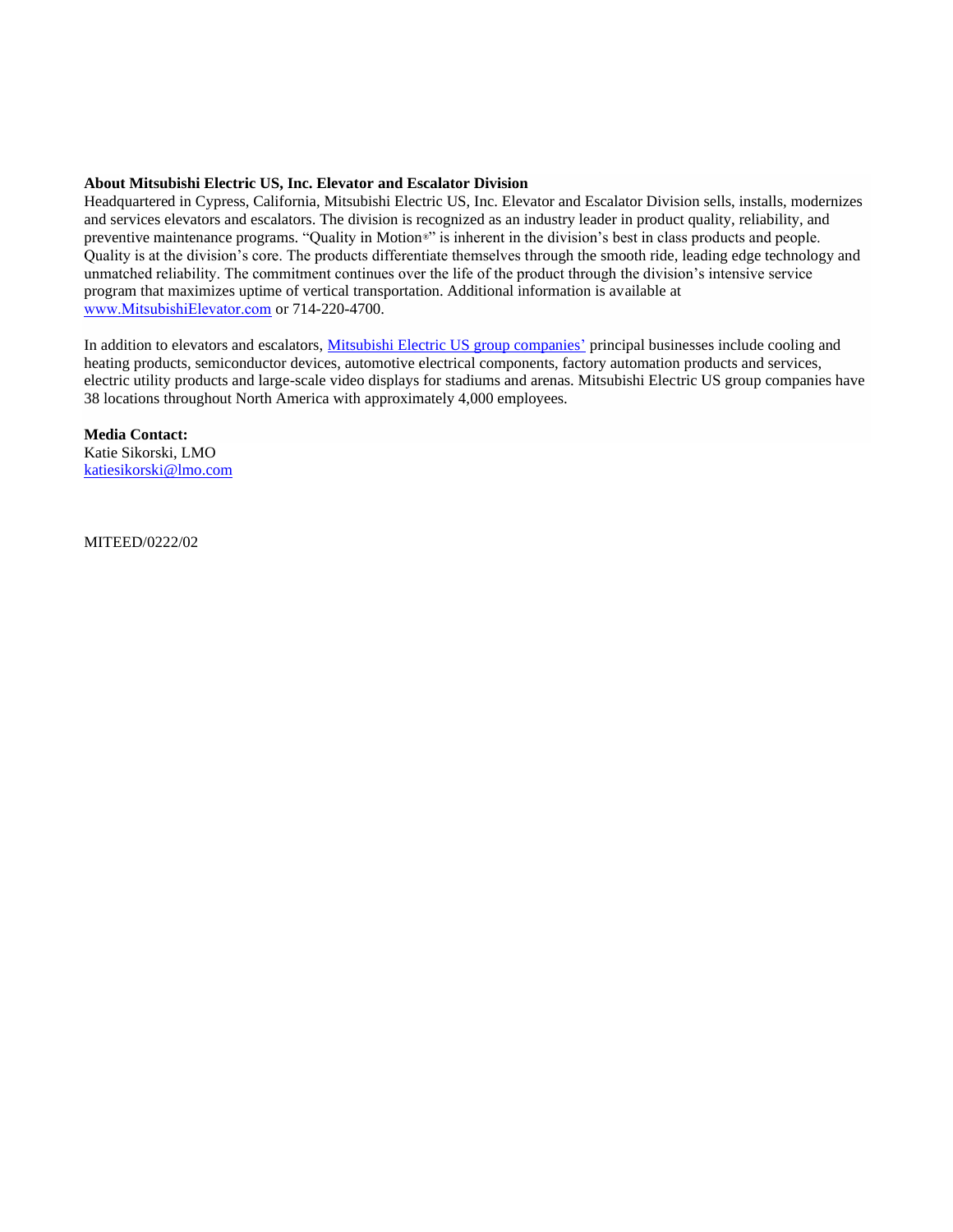**About Mitsubishi Electric US, Inc. Elevator and Escalator Division**
Headquartered in Cypress, California, Mitsubishi Electric US, Inc. Elevator and Escalator Division sells, installs, modernizes and services elevators and escalators. The division is recognized as an industry leader in product quality, reliability, and preventive maintenance programs. "Quality in Motion®" is inherent in the division's best in class products and people. Quality is at the division's core. The products differentiate themselves through the smooth ride, leading edge technology and unmatched reliability. The commitment continues over the life of the product through the division's intensive service program that maximizes uptime of vertical transportation. Additional information is available at www.MitsubishiElevator.com or 714-220-4700.

In addition to elevators and escalators, Mitsubishi Electric US group companies' principal businesses include cooling and heating products, semiconductor devices, automotive electrical components, factory automation products and services, electric utility products and large-scale video displays for stadiums and arenas. Mitsubishi Electric US group companies have 38 locations throughout North America with approximately 4,000 employees.

**Media Contact:**
Katie Sikorski, LMO
katiesikorski@lmo.com

MITEED/0222/02